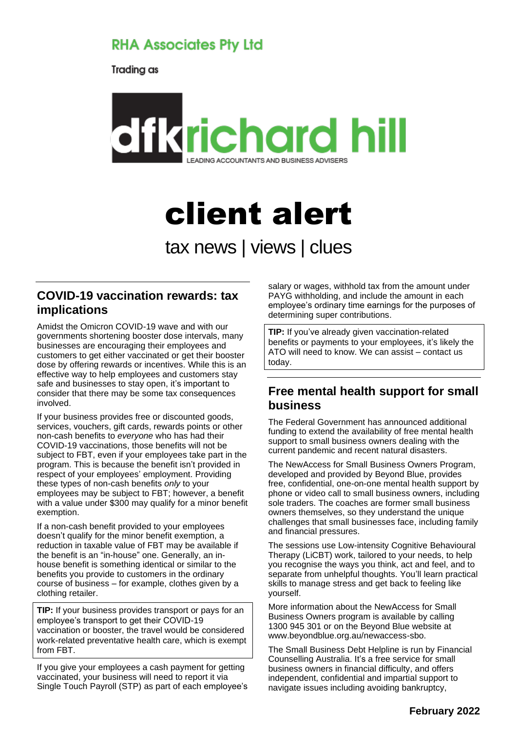RHA Associates Pty Ltd

Trading as

dfk richard hill

LEADING ACCOUNTANTS AND BUSINESS ADVISERS

# client alert

tax news | views | clues

## COVID-19 vaccination rewards: tax implications

Amidst the Omicron COVID-19 wave and with our governments shortening booster dose intervals, many businesses are encouraging their employees and customers to get either vaccinated or get their booster dose by offering rewards or incentives. While this is an effective way to help employees and customers stay safe and businesses to stay open, it's important to consider that there may be some tax consequences involved.

If your business provides free or discounted goods, services, vouchers, gift cards, rewards points or other non-cash benefits to *everyone* who has had their COVID-19 vaccinations, those benefits will not be subject to FBT, even if your employees take part in the program. This is because the benefit isn't provided in respect of your employees' employment. Providing these types of non-cash benefits *only* to your employees may be subject to FBT; however, a benefit with a value under $300 may qualify for a minor benefit exemption.

If a non-cash benefit provided to your employees doesn't qualify for the minor benefit exemption, a reduction in taxable value of FBT may be available if the benefit is an "in-house" one. Generally, an in-house benefit is something identical or similar to the benefits you provide to customers in the ordinary course of business – for example, clothes given by a clothing retailer.

**TIP:** If your business provides transport or pays for an employee's transport to get their COVID-19 vaccination or booster, the travel would be considered work-related preventative health care, which is exempt from FBT.

If you give your employees a cash payment for getting vaccinated, your business will need to report it via Single Touch Payroll (STP) as part of each employee's salary or wages, withhold tax from the amount under PAYG withholding, and include the amount in each employee's ordinary time earnings for the purposes of determining super contributions.

**TIP:** If you've already given vaccination-related benefits or payments to your employees, it's likely the ATO will need to know. We can assist – contact us today.

## Free mental health support for small business

The Federal Government has announced additional funding to extend the availability of free mental health support to small business owners dealing with the current pandemic and recent natural disasters.

The NewAccess for Small Business Owners Program, developed and provided by Beyond Blue, provides free, confidential, one-on-one mental health support by phone or video call to small business owners, including sole traders. The coaches are former small business owners themselves, so they understand the unique challenges that small businesses face, including family and financial pressures.

The sessions use Low-intensity Cognitive Behavioural Therapy (LiCBT) work, tailored to your needs, to help you recognise the ways you think, act and feel, and to separate from unhelpful thoughts. You'll learn practical skills to manage stress and get back to feeling like yourself.

More information about the NewAccess for Small Business Owners program is available by calling 1300 945 301 or on the Beyond Blue website at www.beyondblue.org.au/newaccess-sbo.

The Small Business Debt Helpline is run by Financial Counselling Australia. It's a free service for small business owners in financial difficulty, and offers independent, confidential and impartial support to navigate issues including avoiding bankruptcy,

**February 2022**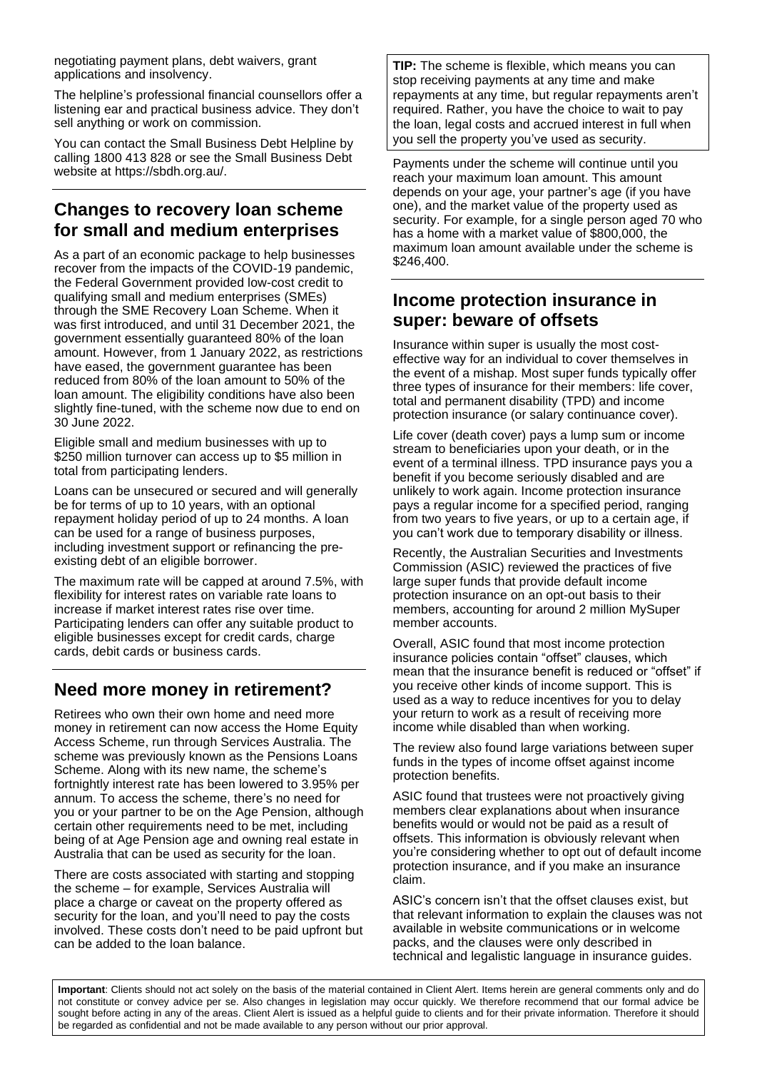negotiating payment plans, debt waivers, grant applications and insolvency.

The helpline's professional financial counsellors offer a listening ear and practical business advice. They don't sell anything or work on commission.

You can contact the Small Business Debt Helpline by calling 1800 413 828 or see the Small Business Debt website at https://sbdh.org.au/.

## Changes to recovery loan scheme for small and medium enterprises

As a part of an economic package to help businesses recover from the impacts of the COVID-19 pandemic, the Federal Government provided low-cost credit to qualifying small and medium enterprises (SMEs) through the SME Recovery Loan Scheme. When it was first introduced, and until 31 December 2021, the government essentially guaranteed 80% of the loan amount. However, from 1 January 2022, as restrictions have eased, the government guarantee has been reduced from 80% of the loan amount to 50% of the loan amount. The eligibility conditions have also been slightly fine-tuned, with the scheme now due to end on 30 June 2022.

Eligible small and medium businesses with up to $250 million turnover can access up to $5 million in total from participating lenders.

Loans can be unsecured or secured and will generally be for terms of up to 10 years, with an optional repayment holiday period of up to 24 months. A loan can be used for a range of business purposes, including investment support or refinancing the pre-existing debt of an eligible borrower.

The maximum rate will be capped at around 7.5%, with flexibility for interest rates on variable rate loans to increase if market interest rates rise over time. Participating lenders can offer any suitable product to eligible businesses except for credit cards, charge cards, debit cards or business cards.

## Need more money in retirement?

Retirees who own their own home and need more money in retirement can now access the Home Equity Access Scheme, run through Services Australia. The scheme was previously known as the Pensions Loans Scheme. Along with its new name, the scheme's fortnightly interest rate has been lowered to 3.95% per annum. To access the scheme, there's no need for you or your partner to be on the Age Pension, although certain other requirements need to be met, including being of at Age Pension age and owning real estate in Australia that can be used as security for the loan.

There are costs associated with starting and stopping the scheme – for example, Services Australia will place a charge or caveat on the property offered as security for the loan, and you'll need to pay the costs involved. These costs don't need to be paid upfront but can be added to the loan balance.

**TIP:** The scheme is flexible, which means you can stop receiving payments at any time and make repayments at any time, but regular repayments aren't required. Rather, you have the choice to wait to pay the loan, legal costs and accrued interest in full when you sell the property you've used as security.

Payments under the scheme will continue until you reach your maximum loan amount. This amount depends on your age, your partner's age (if you have one), and the market value of the property used as security. For example, for a single person aged 70 who has a home with a market value of $800,000, the maximum loan amount available under the scheme is $246,400.

## Income protection insurance in super: beware of offsets

Insurance within super is usually the most cost-effective way for an individual to cover themselves in the event of a mishap. Most super funds typically offer three types of insurance for their members: life cover, total and permanent disability (TPD) and income protection insurance (or salary continuance cover).

Life cover (death cover) pays a lump sum or income stream to beneficiaries upon your death, or in the event of a terminal illness. TPD insurance pays you a benefit if you become seriously disabled and are unlikely to work again. Income protection insurance pays a regular income for a specified period, ranging from two years to five years, or up to a certain age, if you can't work due to temporary disability or illness.

Recently, the Australian Securities and Investments Commission (ASIC) reviewed the practices of five large super funds that provide default income protection insurance on an opt-out basis to their members, accounting for around 2 million MySuper member accounts.

Overall, ASIC found that most income protection insurance policies contain "offset" clauses, which mean that the insurance benefit is reduced or "offset" if you receive other kinds of income support. This is used as a way to reduce incentives for you to delay your return to work as a result of receiving more income while disabled than when working.

The review also found large variations between super funds in the types of income offset against income protection benefits.

ASIC found that trustees were not proactively giving members clear explanations about when insurance benefits would or would not be paid as a result of offsets. This information is obviously relevant when you're considering whether to opt out of default income protection insurance, and if you make an insurance claim.

ASIC's concern isn't that the offset clauses exist, but that relevant information to explain the clauses was not available in website communications or in welcome packs, and the clauses were only described in technical and legalistic language in insurance guides.

**Important**: Clients should not act solely on the basis of the material contained in Client Alert. Items herein are general comments only and do not constitute or convey advice per se. Also changes in legislation may occur quickly. We therefore recommend that our formal advice be sought before acting in any of the areas. Client Alert is issued as a helpful guide to clients and for their private information. Therefore it should be regarded as confidential and not be made available to any person without our prior approval.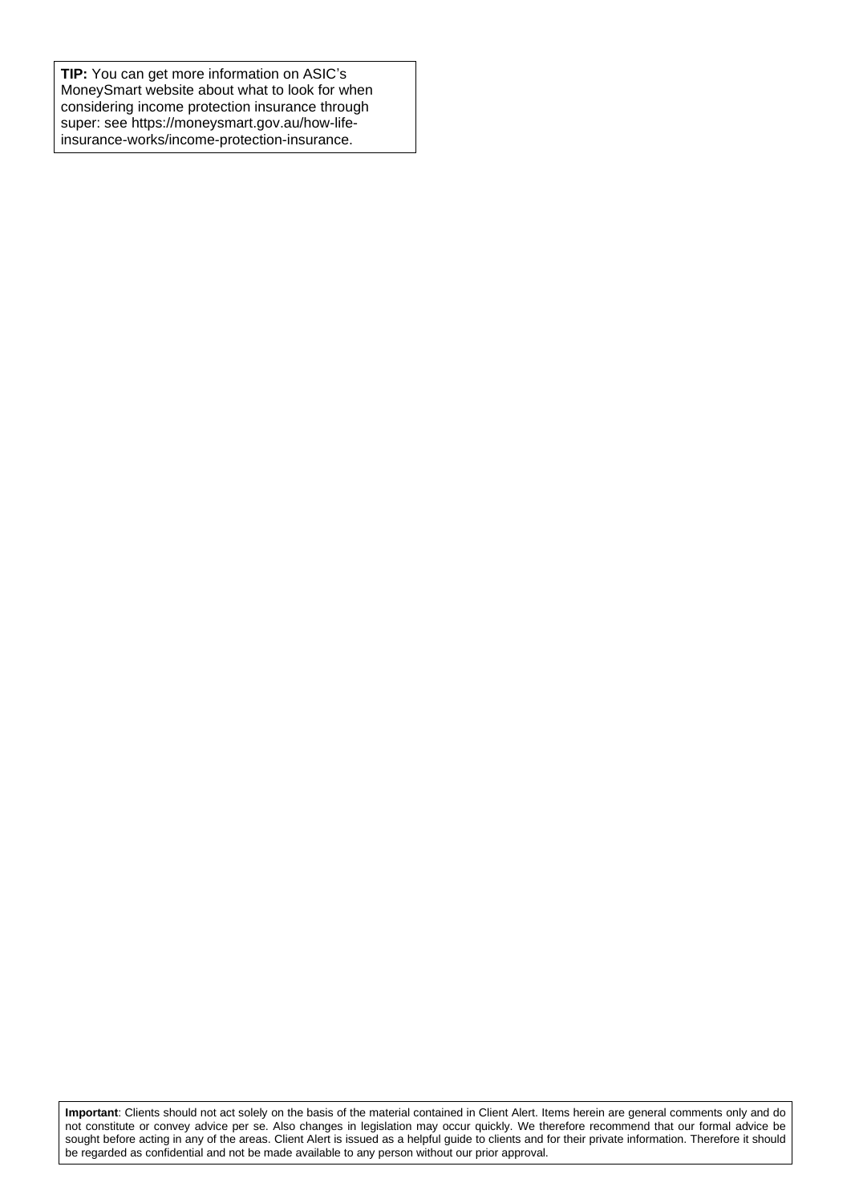**TIP:** You can get more information on ASIC's MoneySmart website about what to look for when considering income protection insurance through super: see https://moneysmart.gov.au/how-life-insurance-works/income-protection-insurance.

**Important**: Clients should not act solely on the basis of the material contained in Client Alert. Items herein are general comments only and do not constitute or convey advice per se. Also changes in legislation may occur quickly. We therefore recommend that our formal advice be sought before acting in any of the areas. Client Alert is issued as a helpful guide to clients and for their private information. Therefore it should be regarded as confidential and not be made available to any person without our prior approval.